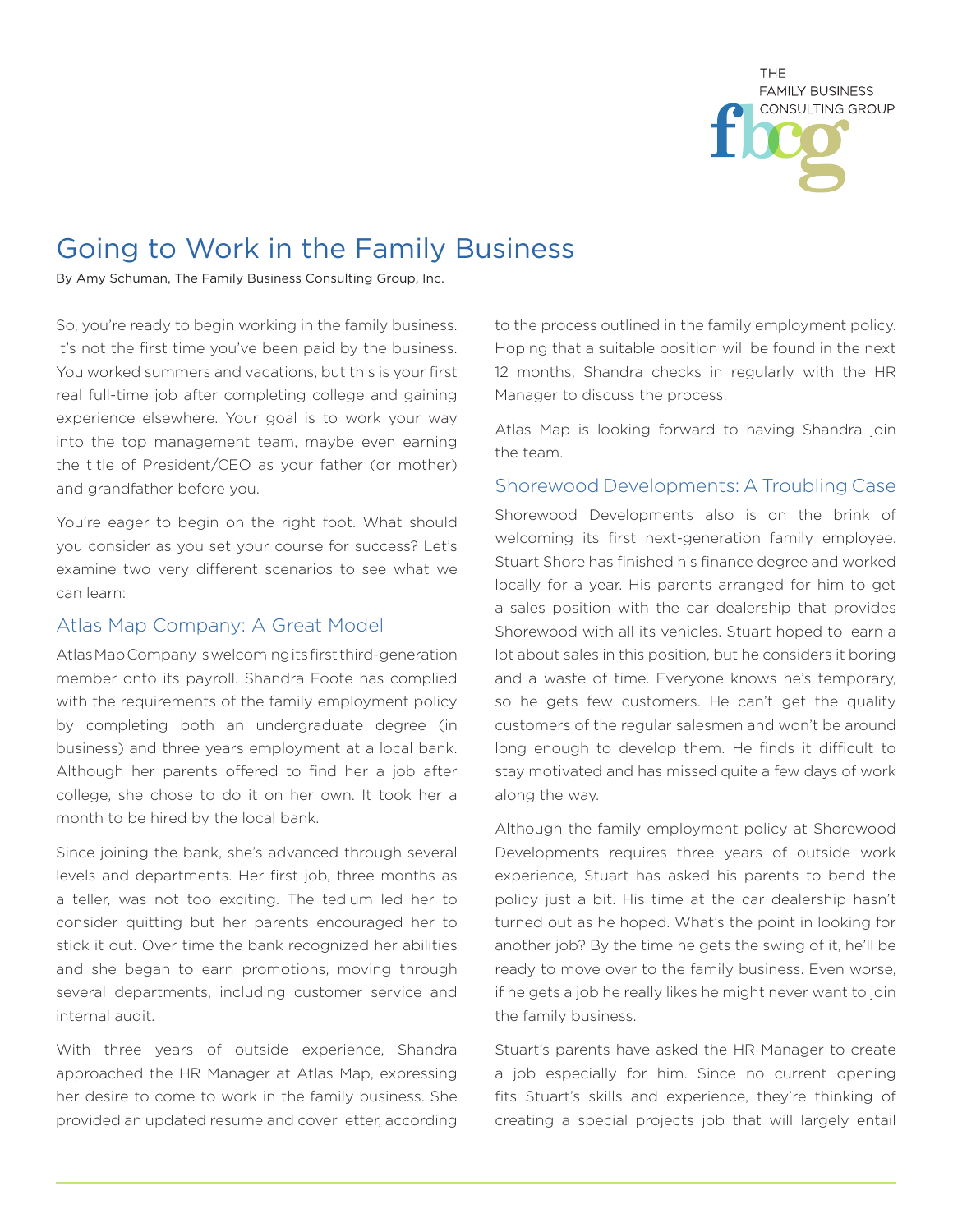THE FAMILY BUSINESS CONSULTING GROUP

# Going to Work in the Family Business

By Amy Schuman, The Family Business Consulting Group, Inc.

So, you're ready to begin working in the family business. It's not the first time you've been paid by the business. You worked summers and vacations, but this is your first real full-time job after completing college and gaining experience elsewhere. Your goal is to work your way into the top management team, maybe even earning the title of President/CEO as your father (or mother) and grandfather before you.

You're eager to begin on the right foot. What should you consider as you set your course for success? Let's examine two very different scenarios to see what we can learn:

## Atlas Map Company: A Great Model

Atlas Map Company is welcoming its first third-generation member onto its payroll. Shandra Foote has complied with the requirements of the family employment policy by completing both an undergraduate degree (in business) and three years employment at a local bank. Although her parents offered to find her a job after college, she chose to do it on her own. It took her a month to be hired by the local bank.

Since joining the bank, she's advanced through several levels and departments. Her first job, three months as a teller, was not too exciting. The tedium led her to consider quitting but her parents encouraged her to stick it out. Over time the bank recognized her abilities and she began to earn promotions, moving through several departments, including customer service and internal audit.

With three years of outside experience, Shandra approached the HR Manager at Atlas Map, expressing her desire to come to work in the family business. She provided an updated resume and cover letter, according to the process outlined in the family employment policy. Hoping that a suitable position will be found in the next 12 months, Shandra checks in regularly with the HR Manager to discuss the process.

Atlas Map is looking forward to having Shandra join the team.

## Shorewood Developments: A Troubling Case

Shorewood Developments also is on the brink of welcoming its first next-generation family employee. Stuart Shore has finished his finance degree and worked locally for a year. His parents arranged for him to get a sales position with the car dealership that provides Shorewood with all its vehicles. Stuart hoped to learn a lot about sales in this position, but he considers it boring and a waste of time. Everyone knows he's temporary, so he gets few customers. He can't get the quality customers of the regular salesmen and won't be around long enough to develop them. He finds it difficult to stay motivated and has missed quite a few days of work along the way.

Although the family employment policy at Shorewood Developments requires three years of outside work experience, Stuart has asked his parents to bend the policy just a bit. His time at the car dealership hasn't turned out as he hoped. What's the point in looking for another job? By the time he gets the swing of it, he'll be ready to move over to the family business. Even worse, if he gets a job he really likes he might never want to join the family business.

Stuart's parents have asked the HR Manager to create a job especially for him. Since no current opening fits Stuart's skills and experience, they're thinking of creating a special projects job that will largely entail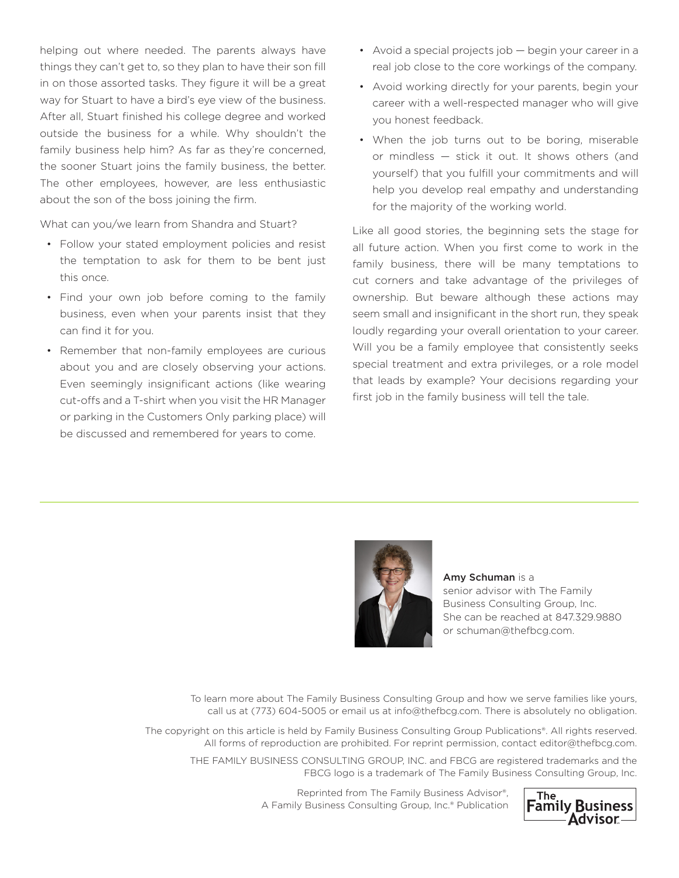helping out where needed. The parents always have things they can't get to, so they plan to have their son fill in on those assorted tasks. They figure it will be a great way for Stuart to have a bird's eye view of the business. After all, Stuart finished his college degree and worked outside the business for a while. Why shouldn't the family business help him? As far as they're concerned, the sooner Stuart joins the family business, the better. The other employees, however, are less enthusiastic about the son of the boss joining the firm.

What can you/we learn from Shandra and Stuart?

- Follow your stated employment policies and resist the temptation to ask for them to be bent just this once.
- Find your own job before coming to the family business, even when your parents insist that they can find it for you.
- Remember that non-family employees are curious about you and are closely observing your actions. Even seemingly insignificant actions (like wearing cut-offs and a T-shirt when you visit the HR Manager or parking in the Customers Only parking place) will be discussed and remembered for years to come.
- Avoid a special projects job — begin your career in a real job close to the core workings of the company.
- Avoid working directly for your parents, begin your career with a well-respected manager who will give you honest feedback.
- When the job turns out to be boring, miserable or mindless — stick it out. It shows others (and yourself) that you fulfill your commitments and will help you develop real empathy and understanding for the majority of the working world.

Like all good stories, the beginning sets the stage for all future action. When you first come to work in the family business, there will be many temptations to cut corners and take advantage of the privileges of ownership. But beware although these actions may seem small and insignificant in the short run, they speak loudly regarding your overall orientation to your career. Will you be a family employee that consistently seeks special treatment and extra privileges, or a role model that leads by example? Your decisions regarding your first job in the family business will tell the tale.

---

**Amy Schuman** is a senior advisor with The Family Business Consulting Group, Inc. She can be reached at 847.329.9880 or schuman@thefbcg.com.

To learn more about The Family Business Consulting Group and how we serve families like yours, call us at (773) 604-5005 or email us at info@thefbcg.com. There is absolutely no obligation.

The copyright on this article is held by Family Business Consulting Group Publications®. All rights reserved. All forms of reproduction are prohibited. For reprint permission, contact editor@thefbcg.com.

THE FAMILY BUSINESS CONSULTING GROUP, INC. and FBCG are registered trademarks and the FBCG logo is a trademark of The Family Business Consulting Group, Inc.

Reprinted from The Family Business Advisor®, A Family Business Consulting Group, Inc.® Publication

The Family Business Advisor